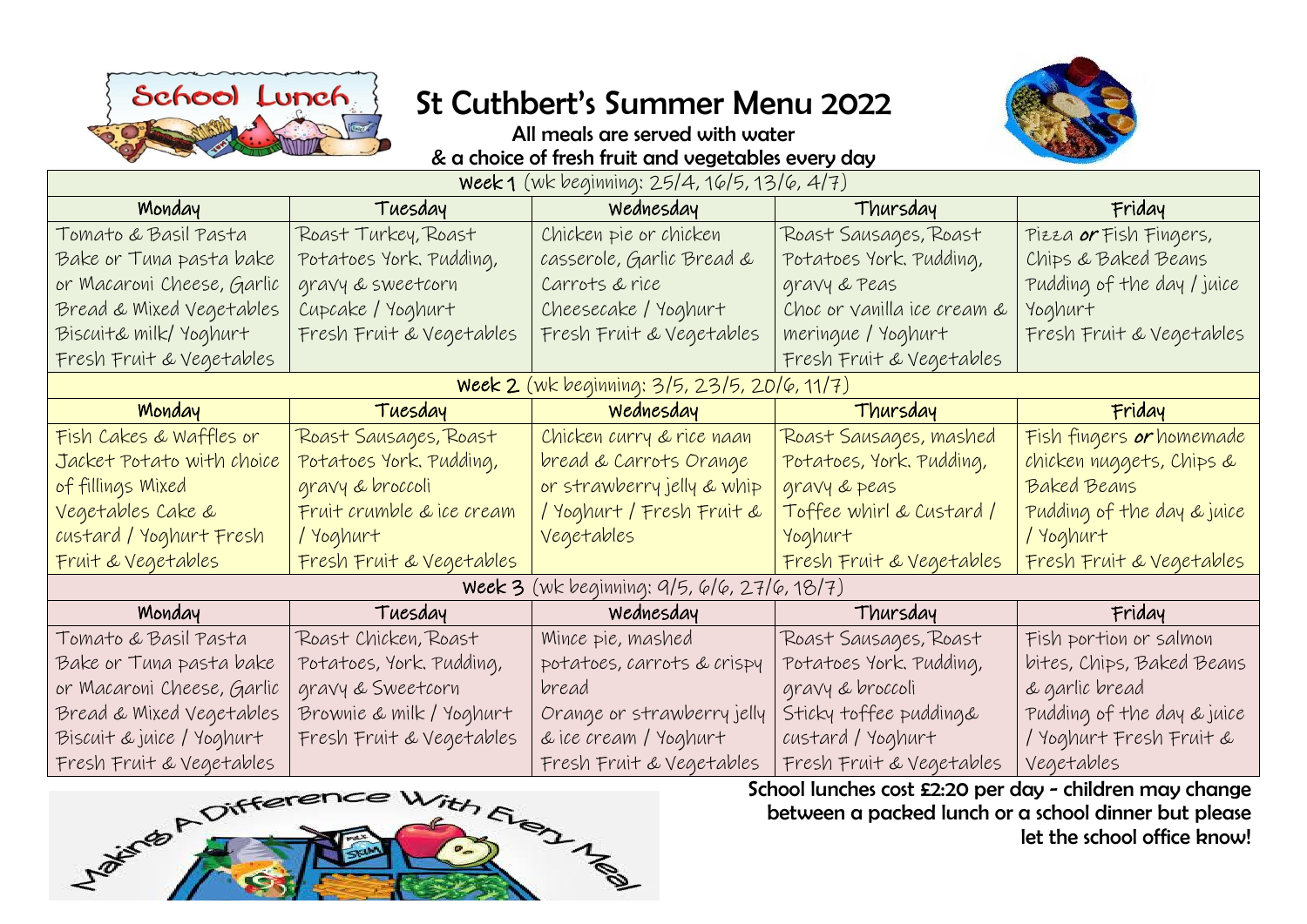# St Cuthbert's Summer Menu 2022

All meals are served with water
& a choice of fresh fruit and vegetables every day

| **Week 1** (wk beginning: 25/4, 16/5, 13/6, 4/7) | | | | |
|---|---|---|---|---|
| **Monday** | **Tuesday** | **Wednesday** | **Thursday** | **Friday** |
| Tomato & Basil Pasta Bake or Tuna pasta bake or Macaroni Cheese, Garlic Bread & Mixed Vegetables Biscuit& milk/ Yoghurt Fresh Fruit & Vegetables | Roast Turkey, Roast Potatoes York. Pudding, gravy & sweetcorn Cupcake / Yoghurt Fresh Fruit & Vegetables | Chicken pie or chicken casserole, Garlic Bread & Carrots & rice Cheesecake / Yoghurt Fresh Fruit & Vegetables | Roast Sausages, Roast Potatoes York. Pudding, gravy & Peas Choc or vanilla ice cream & meringue / Yoghurt Fresh Fruit & Vegetables | Pizza **or** Fish Fingers, Chips & Baked Beans Pudding of the day / juice Yoghurt Fresh Fruit & Vegetables |
| **Week 2** (wk beginning: 3/5, 23/5, 20/6, 11/7) | | | | |
| **Monday** | **Tuesday** | **Wednesday** | **Thursday** | **Friday** |
| Fish Cakes & Waffles or Jacket Potato with choice of fillings Mixed Vegetables Cake & custard / Yoghurt Fresh Fruit & Vegetables | Roast Sausages, Roast Potatoes York. Pudding, gravy & broccoli Fruit crumble & ice cream / Yoghurt Fresh Fruit & Vegetables | Chicken curry & rice naan bread & Carrots Orange or strawberry jelly & whip / Yoghurt / Fresh Fruit & Vegetables | Roast Sausages, mashed Potatoes, York. Pudding, gravy & peas Toffee whirl & Custard / Yoghurt Fresh Fruit & Vegetables | Fish fingers **or** homemade chicken nuggets, Chips & Baked Beans Pudding of the day & juice / Yoghurt Fresh Fruit & Vegetables |
| **Week 3** (wk beginning: 9/5, 6/6, 27/6, 18/7) | | | | |
| **Monday** | **Tuesday** | **Wednesday** | **Thursday** | **Friday** |
| Tomato & Basil Pasta Bake or Tuna pasta bake or Macaroni Cheese, Garlic Bread & Mixed Vegetables Biscuit & juice / Yoghurt Fresh Fruit & Vegetables | Roast Chicken, Roast Potatoes, York. Pudding, gravy & Sweetcorn Brownie & milk / Yoghurt Fresh Fruit & Vegetables | Mince pie, mashed potatoes, carrots & crispy bread Orange or strawberry jelly & ice cream / Yoghurt Fresh Fruit & Vegetables | Roast Sausages, Roast Potatoes York. Pudding, gravy & broccoli Sticky toffee pudding& custard / Yoghurt Fresh Fruit & Vegetables | Fish portion or salmon bites, Chips, Baked Beans & garlic bread Pudding of the day & juice / Yoghurt Fresh Fruit & Vegetables |

School lunches cost £2:20 per day - children may change between a packed lunch or a school dinner but please let the school office know!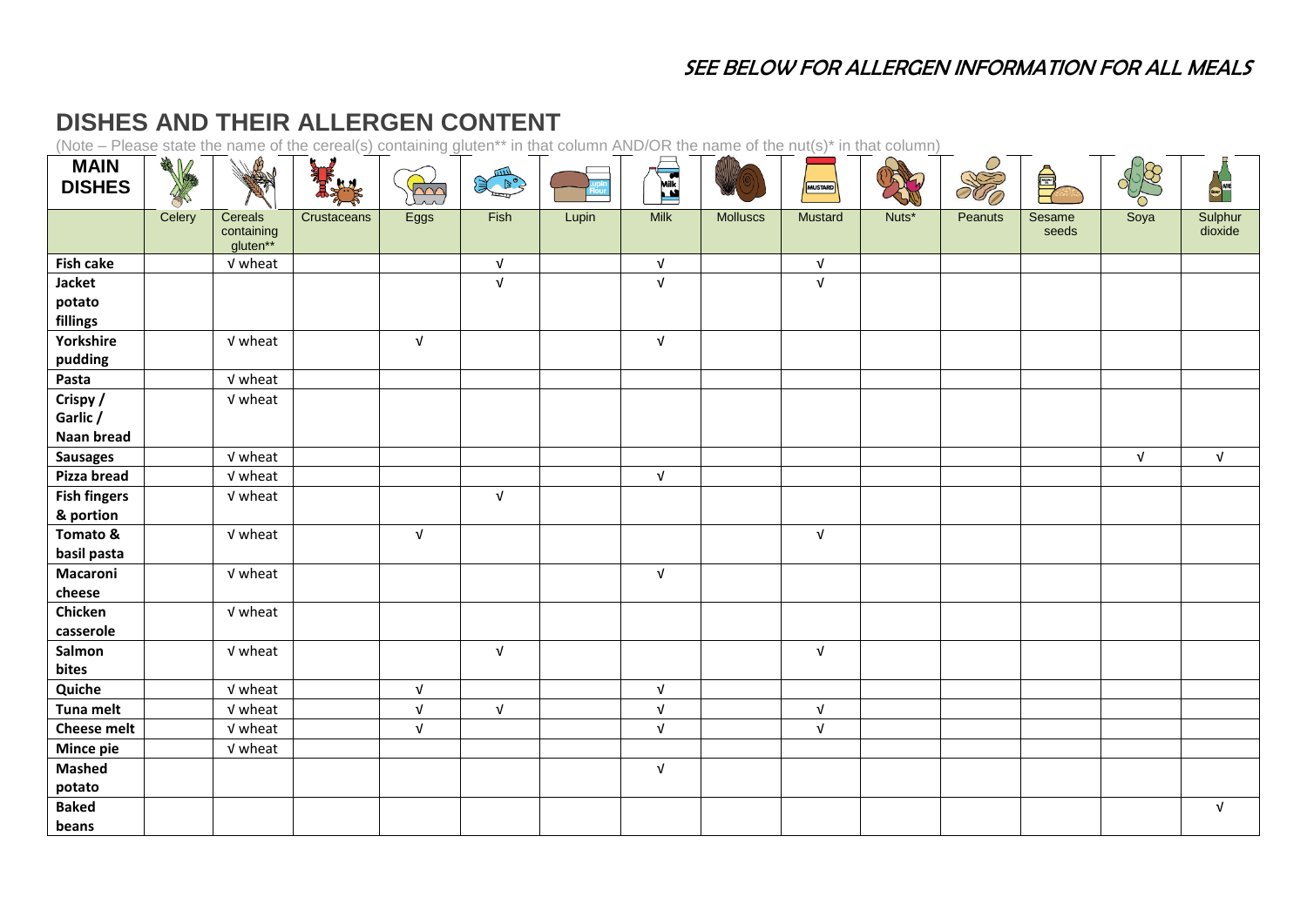SEE BELOW FOR ALLERGEN INFORMATION FOR ALL MEALS

## DISHES AND THEIR ALLERGEN CONTENT

(Note – Please state the name of the cereal(s) containing gluten** in that column AND/OR the name of the nut(s)* in that column)

| MAIN DISHES | Celery | Cereals containing gluten** | Crustaceans | Eggs | Fish | Lupin | Milk | Molluscs | Mustard | Nuts* | Peanuts | Sesame seeds | Soya | Sulphur dioxide |
|---|---|---|---|---|---|---|---|---|---|---|---|---|---|---|
| **Fish cake** | | √ wheat | | | √ | | √ | | √ | | | | | |
| **Jacket potato fillings** | | | | | √ | | √ | | √ | | | | | |
| **Yorkshire pudding** | | √ wheat | | √ | | | √ | | | | | | | |
| **Pasta** | | √ wheat | | | | | | | | | | | | |
| **Crispy / Garlic / Naan bread** | | √ wheat | | | | | | | | | | | | |
| **Sausages** | | √ wheat | | | | | | | | | | | √ | √ |
| **Pizza bread** | | √ wheat | | | | | √ | | | | | | | |
| **Fish fingers & portion** | | √ wheat | | | √ | | | | | | | | | |
| **Tomato & basil pasta** | | √ wheat | | √ | | | | | √ | | | | | |
| **Macaroni cheese** | | √ wheat | | | | | √ | | | | | | | |
| **Chicken casserole** | | √ wheat | | | | | | | | | | | | |
| **Salmon bites** | | √ wheat | | | √ | | | | √ | | | | | |
| **Quiche** | | √ wheat | | √ | | | √ | | | | | | | |
| **Tuna melt** | | √ wheat | | √ | √ | | √ | | √ | | | | | |
| **Cheese melt** | | √ wheat | | √ | | | √ | | √ | | | | | |
| **Mince pie** | | √ wheat | | | | | | | | | | | | |
| **Mashed potato** | | | | | | | √ | | | | | | | |
| **Baked beans** | | | | | | | | | | | | | | √ |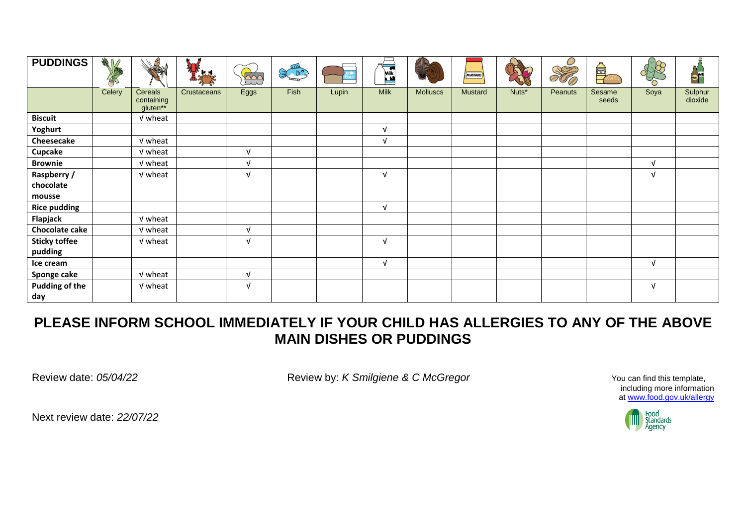| PUDDINGS | Celery | Cereals containing gluten** | Crustaceans | Eggs | Fish | Lupin | Milk | Molluscs | Mustard | Nuts* | Peanuts | Sesame seeds | Soya | Sulphur dioxide |
|---|---|---|---|---|---|---|---|---|---|---|---|---|---|---|
| **Biscuit** | | √ wheat | | | | | | | | | | | | |
| **Yoghurt** | | | | | | | √ | | | | | | | |
| **Cheesecake** | | √ wheat | | | | | √ | | | | | | | |
| **Cupcake** | | √ wheat | | √ | | | | | | | | | | |
| **Brownie** | | √ wheat | | √ | | | | | | | | | √ | |
| **Raspberry / chocolate mousse** | | √ wheat | | √ | | | √ | | | | | | √ | |
| **Rice pudding** | | | | | | | √ | | | | | | | |
| **Flapjack** | | √ wheat | | | | | | | | | | | | |
| **Chocolate cake** | | √ wheat | | √ | | | | | | | | | | |
| **Sticky toffee pudding** | | √ wheat | | √ | | | √ | | | | | | | |
| **Ice cream** | | | | | | | √ | | | | | | √ | |
| **Sponge cake** | | √ wheat | | √ | | | | | | | | | | |
| **Pudding of the day** | | √ wheat | | √ | | | | | | | | | √ | |

**PLEASE INFORM SCHOOL IMMEDIATELY IF YOUR CHILD HAS ALLERGIES TO ANY OF THE ABOVE MAIN DISHES OR PUDDINGS**

Review date: *05/04/22*

Review by: *K Smilgiene & C McGregor*

You can find this template, including more information at www.food.gov.uk/allergy

Next review date: *22/07/22*

Food Standards Agency